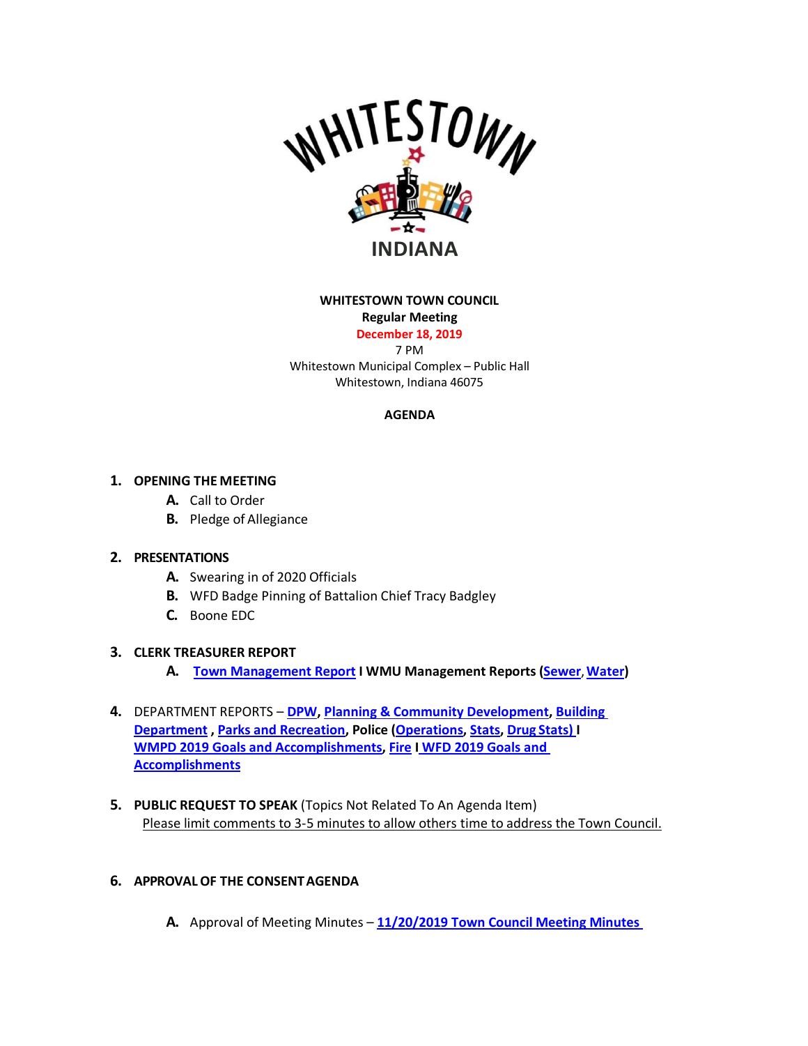WHITESTOWN

INDIANA

**WHITESTOWN TOWN COUNCIL**
**Regular Meeting**
**December 18, 2019**
7 PM
Whitestown Municipal Complex – Public Hall
Whitestown, Indiana 46075

**AGENDA**

1. **OPENING THE MEETING**
   - **A.** Call to Order
   - **B.** Pledge of Allegiance

2. **PRESENTATIONS**
   - **A.** Swearing in of 2020 Officials
   - **B.** WFD Badge Pinning of Battalion Chief Tracy Badgley
   - **C.** Boone EDC

3. **CLERK TREASURER REPORT**
   - **A.** **Town Management Report I WMU Management Reports (Sewer, Water)**

4. DEPARTMENT REPORTS – **DPW, Planning & Community Development, Building Department , Parks and Recreation, Police (Operations, Stats, Drug Stats) I WMPD 2019 Goals and Accomplishments, Fire I WFD 2019 Goals and Accomplishments**

5. **PUBLIC REQUEST TO SPEAK** (Topics Not Related To An Agenda Item)
   Please limit comments to 3-5 minutes to allow others time to address the Town Council.

6. **APPROVAL OF THE CONSENT AGENDA**
   - **A.** Approval of Meeting Minutes – **11/20/2019 Town Council Meeting Minutes**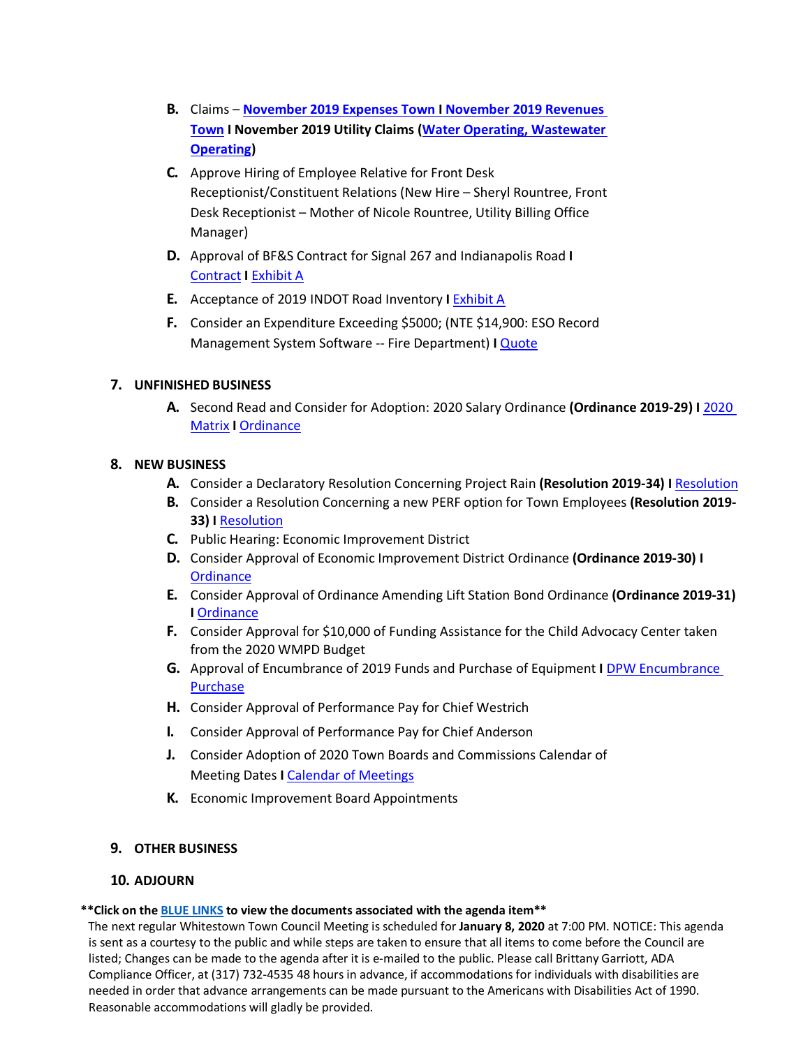- **B.** Claims – **November 2019 Expenses Town I November 2019 Revenues Town I November 2019 Utility Claims (Water Operating, Wastewater Operating)**
- **C.** Approve Hiring of Employee Relative for Front Desk Receptionist/Constituent Relations (New Hire – Sheryl Rountree, Front Desk Receptionist – Mother of Nicole Rountree, Utility Billing Office Manager)
- **D.** Approval of BF&S Contract for Signal 267 and Indianapolis Road **I** Contract **I** Exhibit A
- **E.** Acceptance of 2019 INDOT Road Inventory **I** Exhibit A
- **F.** Consider an Expenditure Exceeding $5000; (NTE $14,900: ESO Record Management System Software -- Fire Department) **I** Quote

## 7. UNFINISHED BUSINESS

- **A.** Second Read and Consider for Adoption: 2020 Salary Ordinance **(Ordinance 2019-29) I** 2020 Matrix **I** Ordinance

## 8. NEW BUSINESS

- **A.** Consider a Declaratory Resolution Concerning Project Rain **(Resolution 2019-34) I** Resolution
- **B.** Consider a Resolution Concerning a new PERF option for Town Employees **(Resolution 2019-33) I** Resolution
- **C.** Public Hearing: Economic Improvement District
- **D.** Consider Approval of Economic Improvement District Ordinance **(Ordinance 2019-30) I** Ordinance
- **E.** Consider Approval of Ordinance Amending Lift Station Bond Ordinance **(Ordinance 2019-31) I** Ordinance
- **F.** Consider Approval for $10,000 of Funding Assistance for the Child Advocacy Center taken from the 2020 WMPD Budget
- **G.** Approval of Encumbrance of 2019 Funds and Purchase of Equipment **I** DPW Encumbrance Purchase
- **H.** Consider Approval of Performance Pay for Chief Westrich
- **I.** Consider Approval of Performance Pay for Chief Anderson
- **J.** Consider Adoption of 2020 Town Boards and Commissions Calendar of Meeting Dates **I** Calendar of Meetings
- **K.** Economic Improvement Board Appointments

## 9. OTHER BUSINESS

## 10. ADJOURN

**\*\*Click on the BLUE LINKS to view the documents associated with the agenda item\*\***

The next regular Whitestown Town Council Meeting is scheduled for **January 8, 2020** at 7:00 PM. NOTICE: This agenda is sent as a courtesy to the public and while steps are taken to ensure that all items to come before the Council are listed; Changes can be made to the agenda after it is e-mailed to the public. Please call Brittany Garriott, ADA Compliance Officer, at (317) 732-4535 48 hours in advance, if accommodations for individuals with disabilities are needed in order that advance arrangements can be made pursuant to the Americans with Disabilities Act of 1990. Reasonable accommodations will gladly be provided.